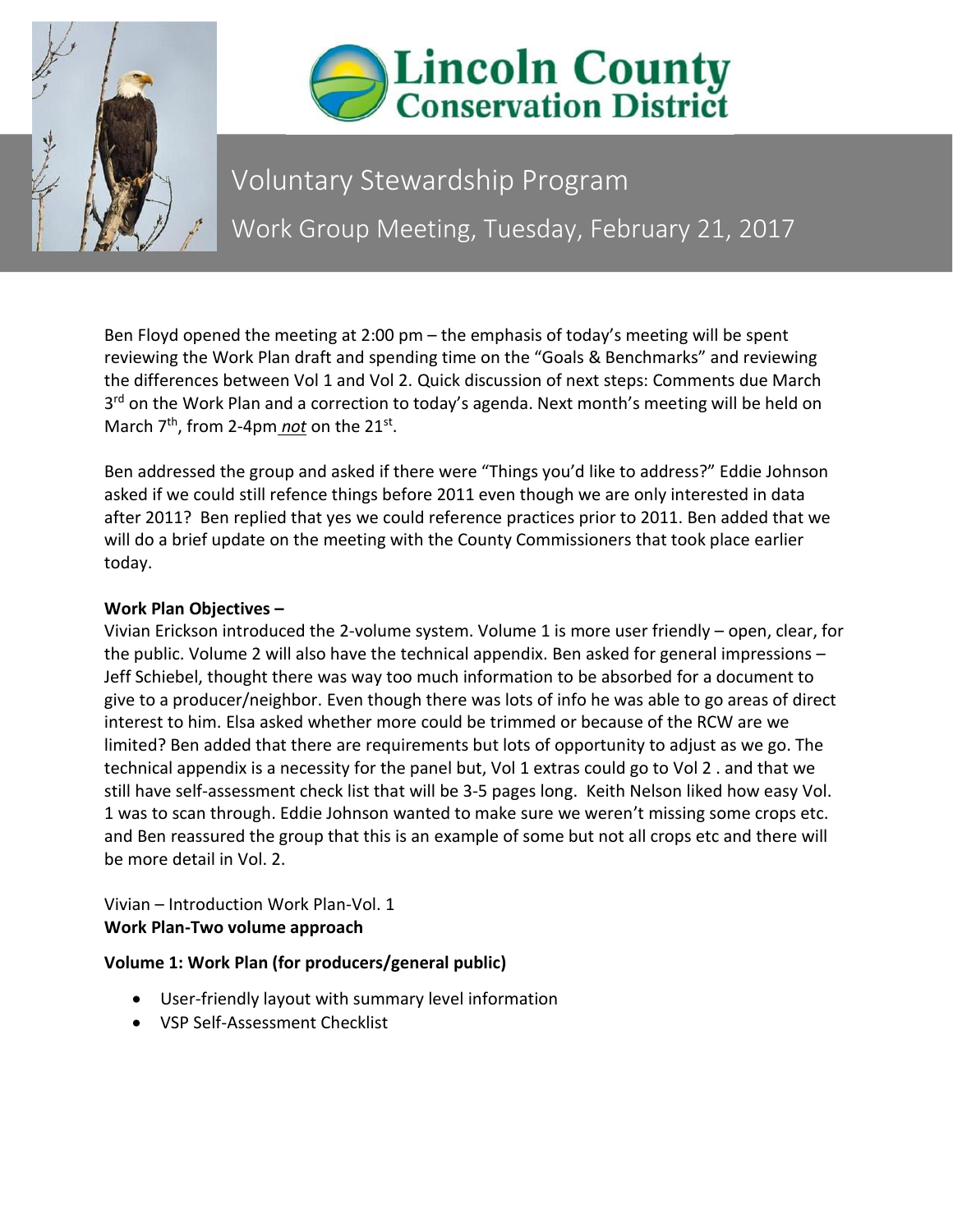# Lincoln County Conservation District

## Voluntary Stewardship Program

## Work Group Meeting, Tuesday, February 21, 2017

Ben Floyd opened the meeting at 2:00 pm – the emphasis of today's meeting will be spent reviewing the Work Plan draft and spending time on the "Goals & Benchmarks" and reviewing the differences between Vol 1 and Vol 2. Quick discussion of next steps: Comments due March 3rd on the Work Plan and a correction to today's agenda. Next month's meeting will be held on March 7th, from 2-4pm ***not*** on the 21st.

Ben addressed the group and asked if there were "Things you'd like to address?" Eddie Johnson asked if we could still refence things before 2011 even though we are only interested in data after 2011? Ben replied that yes we could reference practices prior to 2011. Ben added that we will do a brief update on the meeting with the County Commissioners that took place earlier today.

**Work Plan Objectives –**

Vivian Erickson introduced the 2-volume system. Volume 1 is more user friendly – open, clear, for the public. Volume 2 will also have the technical appendix. Ben asked for general impressions – Jeff Schiebel, thought there was way too much information to be absorbed for a document to give to a producer/neighbor. Even though there was lots of info he was able to go areas of direct interest to him. Elsa asked whether more could be trimmed or because of the RCW are we limited? Ben added that there are requirements but lots of opportunity to adjust as we go. The technical appendix is a necessity for the panel but, Vol 1 extras could go to Vol 2 . and that we still have self-assessment check list that will be 3-5 pages long. Keith Nelson liked how easy Vol. 1 was to scan through. Eddie Johnson wanted to make sure we weren't missing some crops etc. and Ben reassured the group that this is an example of some but not all crops etc and there will be more detail in Vol. 2.

Vivian – Introduction Work Plan-Vol. 1

**Work Plan-Two volume approach**

**Volume 1: Work Plan (for producers/general public)**

- User-friendly layout with summary level information
- VSP Self-Assessment Checklist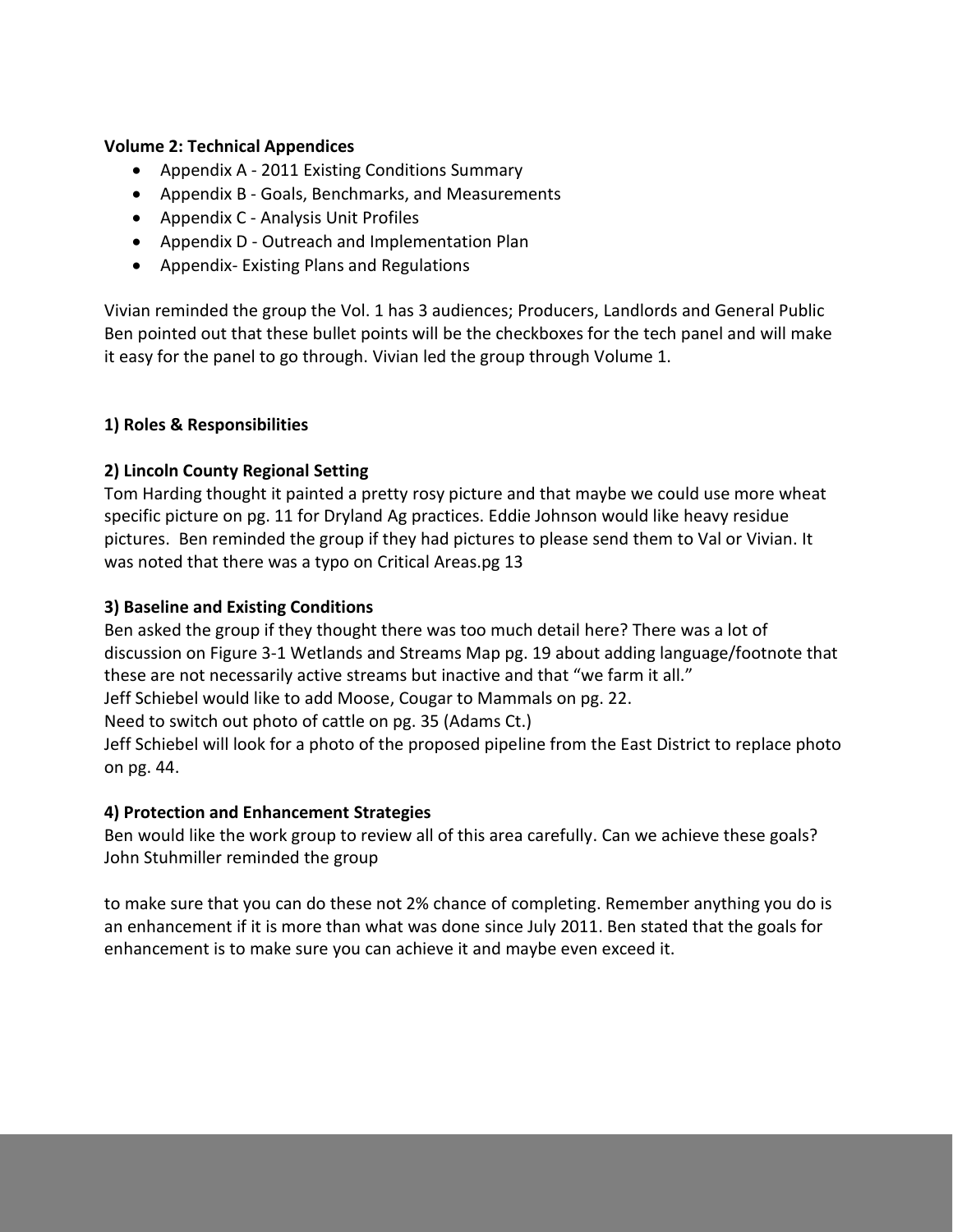**Volume 2: Technical Appendices**

- Appendix A - 2011 Existing Conditions Summary
- Appendix B - Goals, Benchmarks, and Measurements
- Appendix C - Analysis Unit Profiles
- Appendix D - Outreach and Implementation Plan
- Appendix- Existing Plans and Regulations

Vivian reminded the group the Vol. 1 has 3 audiences; Producers, Landlords and General Public Ben pointed out that these bullet points will be the checkboxes for the tech panel and will make it easy for the panel to go through. Vivian led the group through Volume 1.

**1) Roles & Responsibilities**

**2) Lincoln County Regional Setting**

Tom Harding thought it painted a pretty rosy picture and that maybe we could use more wheat specific picture on pg. 11 for Dryland Ag practices. Eddie Johnson would like heavy residue pictures. Ben reminded the group if they had pictures to please send them to Val or Vivian. It was noted that there was a typo on Critical Areas.pg 13

**3) Baseline and Existing Conditions**

Ben asked the group if they thought there was too much detail here? There was a lot of discussion on Figure 3-1 Wetlands and Streams Map pg. 19 about adding language/footnote that these are not necessarily active streams but inactive and that "we farm it all."

Jeff Schiebel would like to add Moose, Cougar to Mammals on pg. 22.

Need to switch out photo of cattle on pg. 35 (Adams Ct.)

Jeff Schiebel will look for a photo of the proposed pipeline from the East District to replace photo on pg. 44.

**4) Protection and Enhancement Strategies**

Ben would like the work group to review all of this area carefully. Can we achieve these goals? John Stuhmiller reminded the group

to make sure that you can do these not 2% chance of completing. Remember anything you do is an enhancement if it is more than what was done since July 2011. Ben stated that the goals for enhancement is to make sure you can achieve it and maybe even exceed it.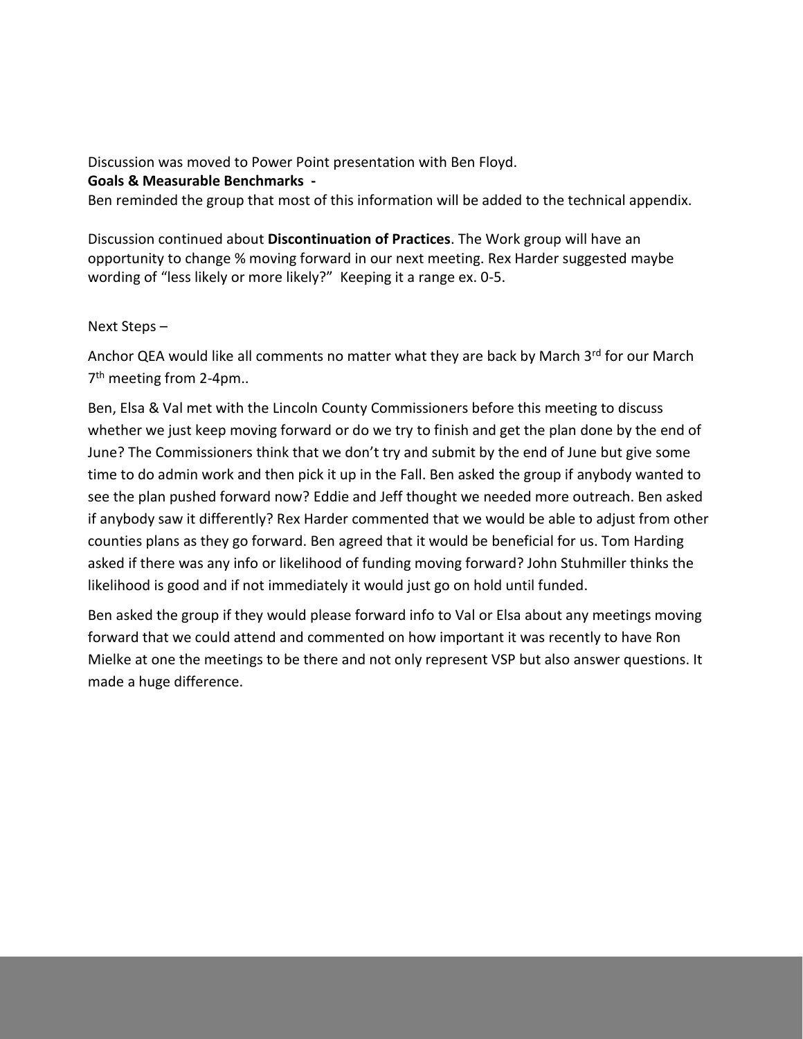Discussion was moved to Power Point presentation with Ben Floyd.

**Goals & Measurable Benchmarks -**

Ben reminded the group that most of this information will be added to the technical appendix.

Discussion continued about **Discontinuation of Practices**. The Work group will have an opportunity to change % moving forward in our next meeting. Rex Harder suggested maybe wording of "less likely or more likely?" Keeping it a range ex. 0-5.

Next Steps –

Anchor QEA would like all comments no matter what they are back by March 3rd for our March 7th meeting from 2-4pm..

Ben, Elsa & Val met with the Lincoln County Commissioners before this meeting to discuss whether we just keep moving forward or do we try to finish and get the plan done by the end of June? The Commissioners think that we don't try and submit by the end of June but give some time to do admin work and then pick it up in the Fall. Ben asked the group if anybody wanted to see the plan pushed forward now? Eddie and Jeff thought we needed more outreach. Ben asked if anybody saw it differently? Rex Harder commented that we would be able to adjust from other counties plans as they go forward. Ben agreed that it would be beneficial for us. Tom Harding asked if there was any info or likelihood of funding moving forward? John Stuhmiller thinks the likelihood is good and if not immediately it would just go on hold until funded.

Ben asked the group if they would please forward info to Val or Elsa about any meetings moving forward that we could attend and commented on how important it was recently to have Ron Mielke at one the meetings to be there and not only represent VSP but also answer questions. It made a huge difference.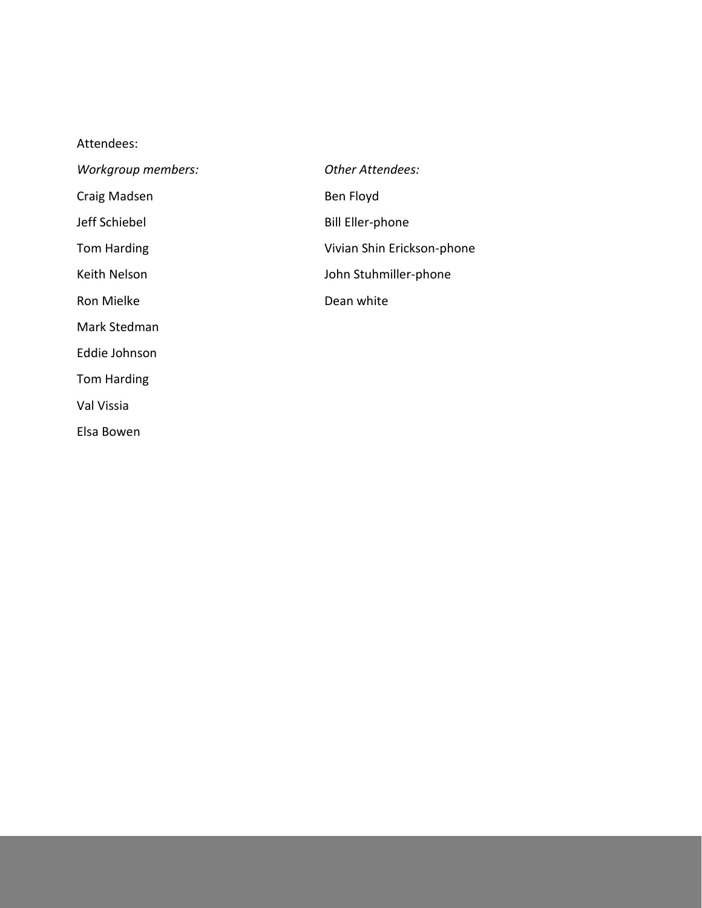Attendees:

*Workgroup members:*

Craig Madsen

Jeff Schiebel

Tom Harding

Keith Nelson

Ron Mielke

Mark Stedman

Eddie Johnson

Tom Harding

Val Vissia

Elsa Bowen

*Other Attendees:*

Ben Floyd

Bill Eller-phone

Vivian Shin Erickson-phone

John Stuhmiller-phone

Dean white